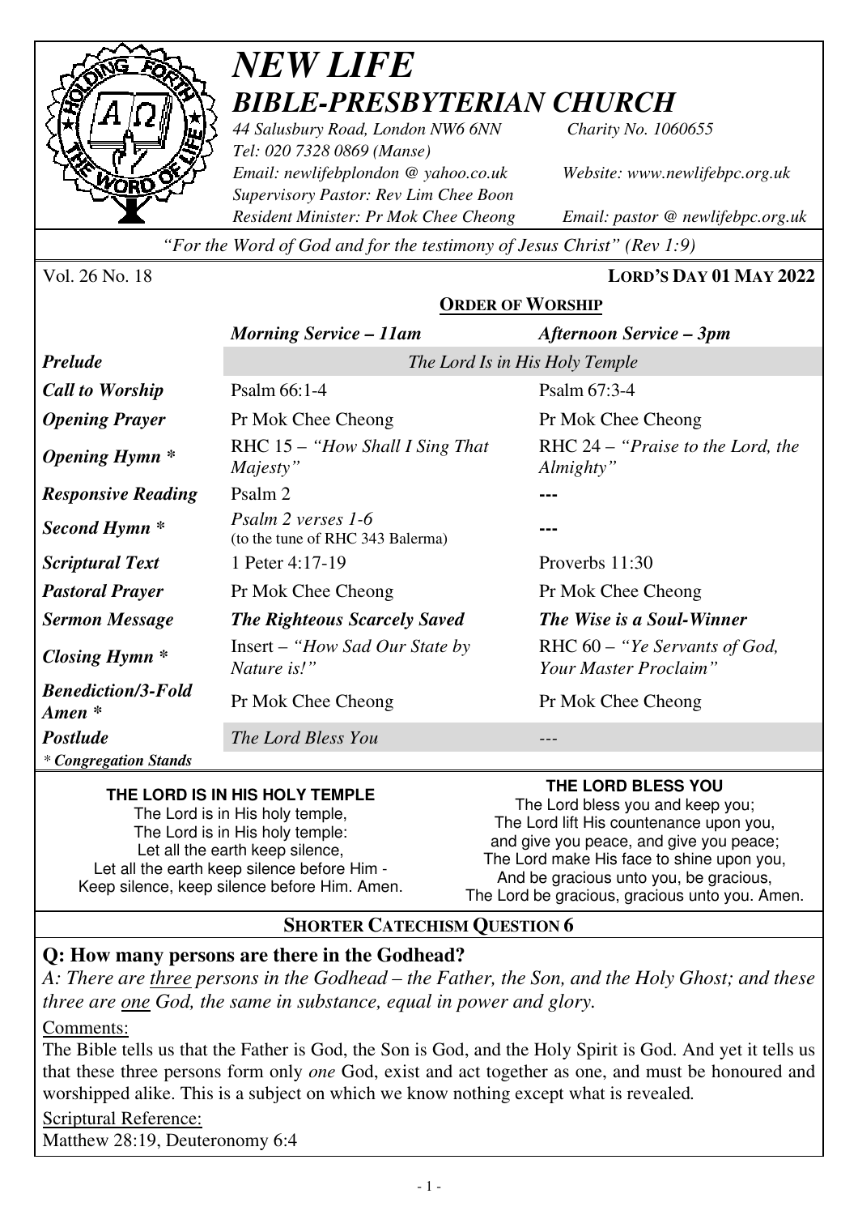# *NEW LIFE*
# *BIBLE-PRESBYTERIAN CHURCH*

*44 Salusbury Road, London NW6 6NN* *Charity No. 1060655*
*Tel: 020 7328 0869 (Manse)*
*Email: newlifebplondon @ yahoo.co.uk* *Website: www.newlifebpc.org.uk*
*Supervisory Pastor: Rev Lim Chee Boon*
*Resident Minister: Pr Mok Chee Cheong* *Email: pastor @ newlifebpc.org.uk*

*"For the Word of God and for the testimony of Jesus Christ" (Rev 1:9)*

Vol. 26 No. 18 **LORD'S DAY 01 MAY 2022**

## ORDER OF WORSHIP

| | *Morning Service – 11am* | *Afternoon Service – 3pm* |
|---|---|---|
| ***Prelude*** | *The Lord Is in His Holy Temple* | |
| ***Call to Worship*** | Psalm 66:1-4 | Psalm 67:3-4 |
| ***Opening Prayer*** | Pr Mok Chee Cheong | Pr Mok Chee Cheong |
| ***Opening Hymn **** | RHC 15 – *"How Shall I Sing That Majesty"* | RHC 24 – *"Praise to the Lord, the Almighty"* |
| ***Responsive Reading*** | Psalm 2 | --- |
| ***Second Hymn **** | *Psalm 2 verses 1-6* (to the tune of RHC 343 Balerma) | --- |
| ***Scriptural Text*** | 1 Peter 4:17-19 | Proverbs 11:30 |
| ***Pastoral Prayer*** | Pr Mok Chee Cheong | Pr Mok Chee Cheong |
| ***Sermon Message*** | ***The Righteous Scarcely Saved*** | ***The Wise is a Soul-Winner*** |
| ***Closing Hymn **** | Insert – *"How Sad Our State by Nature is!"* | RHC 60 – *"Ye Servants of God, Your Master Proclaim"* |
| ***Benediction/3-Fold Amen **** | Pr Mok Chee Cheong | Pr Mok Chee Cheong |
| ***Postlude*** | *The Lord Bless You* | --- |

*** Congregation Stands***

**THE LORD IS IN HIS HOLY TEMPLE**
The Lord is in His holy temple,
The Lord is in His holy temple:
Let all the earth keep silence,
Let all the earth keep silence before Him -
Keep silence, keep silence before Him. Amen.

**THE LORD BLESS YOU**
The Lord bless you and keep you;
The Lord lift His countenance upon you,
and give you peace, and give you peace;
The Lord make His face to shine upon you,
And be gracious unto you, be gracious,
The Lord be gracious, gracious unto you. Amen.

## SHORTER CATECHISM QUESTION 6

**Q: How many persons are there in the Godhead?**

*A: There are three persons in the Godhead – the Father, the Son, and the Holy Ghost; and these three are one God, the same in substance, equal in power and glory.*

Comments:

The Bible tells us that the Father is God, the Son is God, and the Holy Spirit is God. And yet it tells us that these three persons form only *one* God, exist and act together as one, and must be honoured and worshipped alike. This is a subject on which we know nothing except what is revealed.

Scriptural Reference:

Matthew 28:19, Deuteronomy 6:4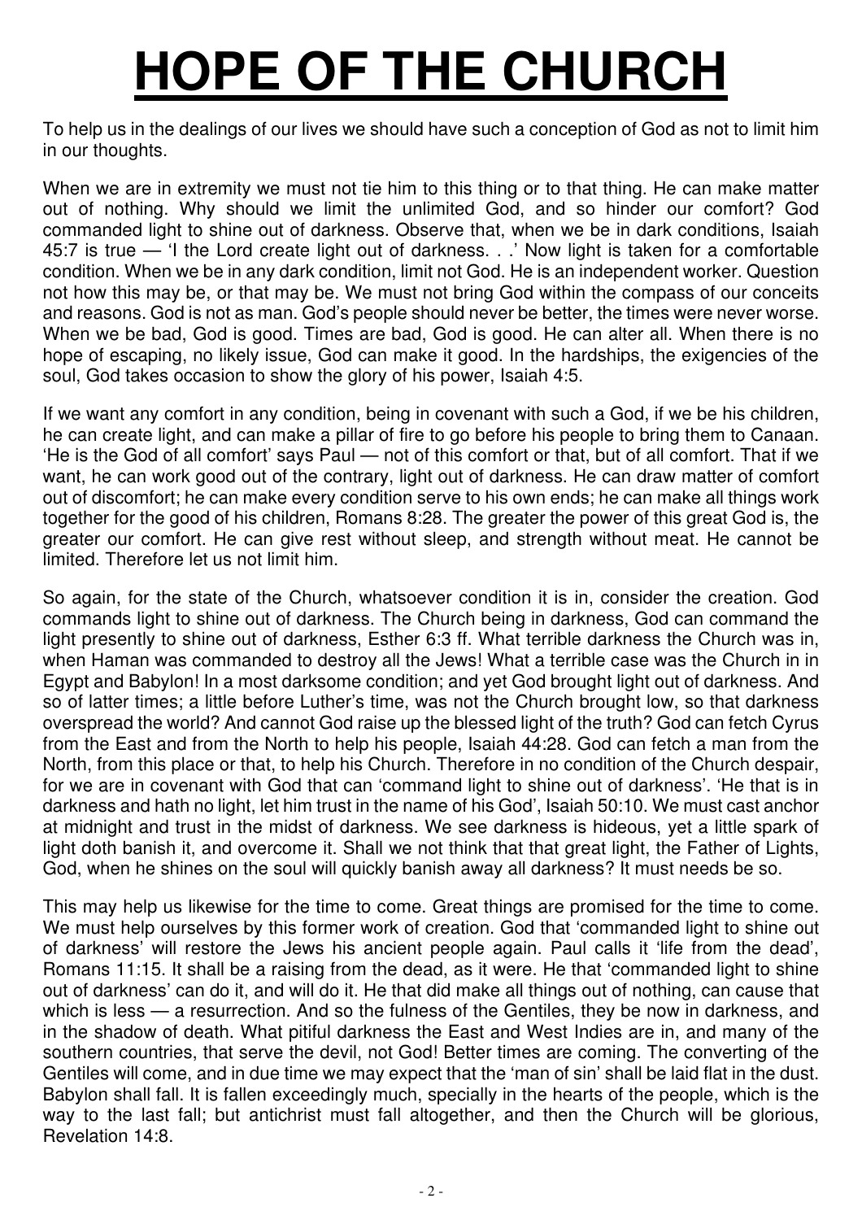# HOPE OF THE CHURCH

To help us in the dealings of our lives we should have such a conception of God as not to limit him in our thoughts.

When we are in extremity we must not tie him to this thing or to that thing. He can make matter out of nothing. Why should we limit the unlimited God, and so hinder our comfort? God commanded light to shine out of darkness. Observe that, when we be in dark conditions, Isaiah 45:7 is true — 'I the Lord create light out of darkness. . .' Now light is taken for a comfortable condition. When we be in any dark condition, limit not God. He is an independent worker. Question not how this may be, or that may be. We must not bring God within the compass of our conceits and reasons. God is not as man. God's people should never be better, the times were never worse. When we be bad, God is good. Times are bad, God is good. He can alter all. When there is no hope of escaping, no likely issue, God can make it good. In the hardships, the exigencies of the soul, God takes occasion to show the glory of his power, Isaiah 4:5.

If we want any comfort in any condition, being in covenant with such a God, if we be his children, he can create light, and can make a pillar of fire to go before his people to bring them to Canaan. 'He is the God of all comfort' says Paul — not of this comfort or that, but of all comfort. That if we want, he can work good out of the contrary, light out of darkness. He can draw matter of comfort out of discomfort; he can make every condition serve to his own ends; he can make all things work together for the good of his children, Romans 8:28. The greater the power of this great God is, the greater our comfort. He can give rest without sleep, and strength without meat. He cannot be limited. Therefore let us not limit him.

So again, for the state of the Church, whatsoever condition it is in, consider the creation. God commands light to shine out of darkness. The Church being in darkness, God can command the light presently to shine out of darkness, Esther 6:3 ff. What terrible darkness the Church was in, when Haman was commanded to destroy all the Jews! What a terrible case was the Church in in Egypt and Babylon! In a most darksome condition; and yet God brought light out of darkness. And so of latter times; a little before Luther's time, was not the Church brought low, so that darkness overspread the world? And cannot God raise up the blessed light of the truth? God can fetch Cyrus from the East and from the North to help his people, Isaiah 44:28. God can fetch a man from the North, from this place or that, to help his Church. Therefore in no condition of the Church despair, for we are in covenant with God that can 'command light to shine out of darkness'. 'He that is in darkness and hath no light, let him trust in the name of his God', Isaiah 50:10. We must cast anchor at midnight and trust in the midst of darkness. We see darkness is hideous, yet a little spark of light doth banish it, and overcome it. Shall we not think that that great light, the Father of Lights, God, when he shines on the soul will quickly banish away all darkness? It must needs be so.

This may help us likewise for the time to come. Great things are promised for the time to come. We must help ourselves by this former work of creation. God that 'commanded light to shine out of darkness' will restore the Jews his ancient people again. Paul calls it 'life from the dead', Romans 11:15. It shall be a raising from the dead, as it were. He that 'commanded light to shine out of darkness' can do it, and will do it. He that did make all things out of nothing, can cause that which is less — a resurrection. And so the fulness of the Gentiles, they be now in darkness, and in the shadow of death. What pitiful darkness the East and West Indies are in, and many of the southern countries, that serve the devil, not God! Better times are coming. The converting of the Gentiles will come, and in due time we may expect that the 'man of sin' shall be laid flat in the dust. Babylon shall fall. It is fallen exceedingly much, specially in the hearts of the people, which is the way to the last fall; but antichrist must fall altogether, and then the Church will be glorious, Revelation 14:8.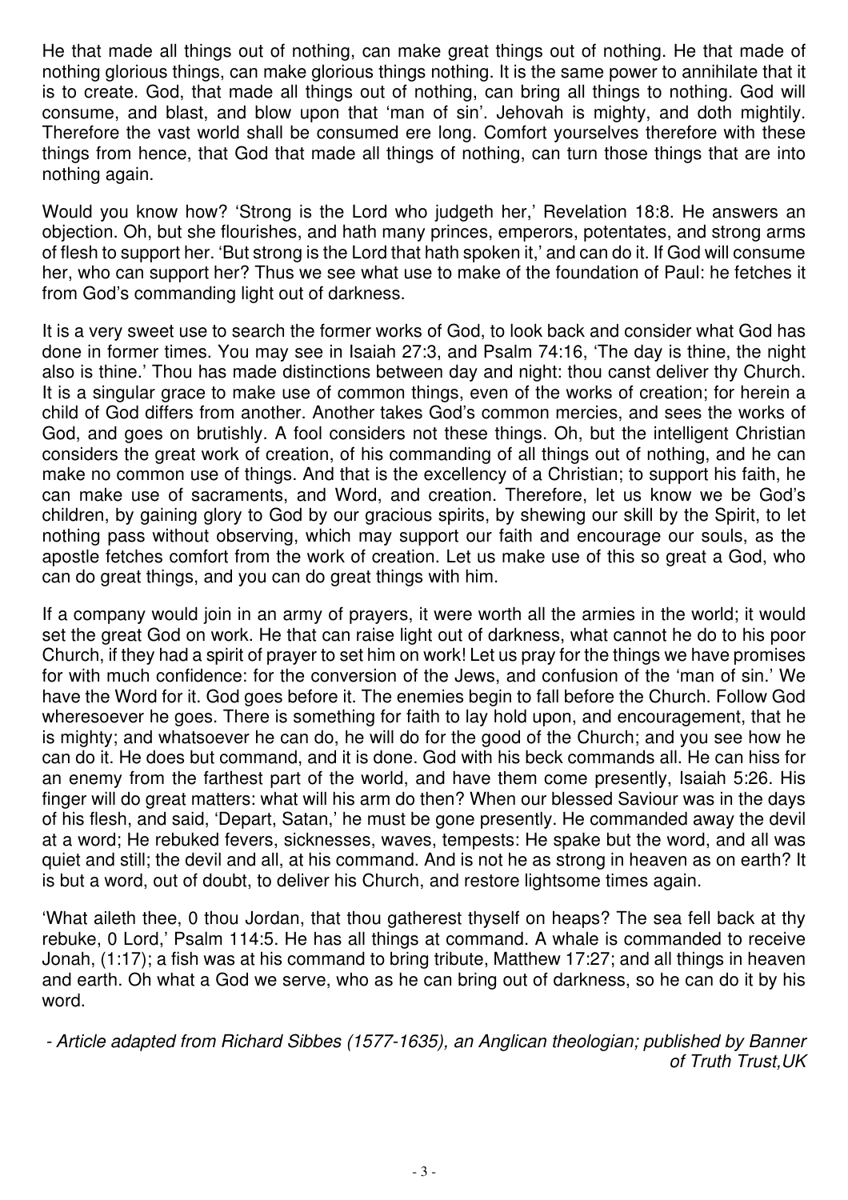He that made all things out of nothing, can make great things out of nothing. He that made of nothing glorious things, can make glorious things nothing. It is the same power to annihilate that it is to create. God, that made all things out of nothing, can bring all things to nothing. God will consume, and blast, and blow upon that 'man of sin'. Jehovah is mighty, and doth mightily. Therefore the vast world shall be consumed ere long. Comfort yourselves therefore with these things from hence, that God that made all things of nothing, can turn those things that are into nothing again.

Would you know how? 'Strong is the Lord who judgeth her,' Revelation 18:8. He answers an objection. Oh, but she flourishes, and hath many princes, emperors, potentates, and strong arms of flesh to support her. 'But strong is the Lord that hath spoken it,' and can do it. If God will consume her, who can support her? Thus we see what use to make of the foundation of Paul: he fetches it from God's commanding light out of darkness.

It is a very sweet use to search the former works of God, to look back and consider what God has done in former times. You may see in Isaiah 27:3, and Psalm 74:16, 'The day is thine, the night also is thine.' Thou has made distinctions between day and night: thou canst deliver thy Church. It is a singular grace to make use of common things, even of the works of creation; for herein a child of God differs from another. Another takes God's common mercies, and sees the works of God, and goes on brutishly. A fool considers not these things. Oh, but the intelligent Christian considers the great work of creation, of his commanding of all things out of nothing, and he can make no common use of things. And that is the excellency of a Christian; to support his faith, he can make use of sacraments, and Word, and creation. Therefore, let us know we be God's children, by gaining glory to God by our gracious spirits, by shewing our skill by the Spirit, to let nothing pass without observing, which may support our faith and encourage our souls, as the apostle fetches comfort from the work of creation. Let us make use of this so great a God, who can do great things, and you can do great things with him.

If a company would join in an army of prayers, it were worth all the armies in the world; it would set the great God on work. He that can raise light out of darkness, what cannot he do to his poor Church, if they had a spirit of prayer to set him on work! Let us pray for the things we have promises for with much confidence: for the conversion of the Jews, and confusion of the 'man of sin.' We have the Word for it. God goes before it. The enemies begin to fall before the Church. Follow God wheresoever he goes. There is something for faith to lay hold upon, and encouragement, that he is mighty; and whatsoever he can do, he will do for the good of the Church; and you see how he can do it. He does but command, and it is done. God with his beck commands all. He can hiss for an enemy from the farthest part of the world, and have them come presently, Isaiah 5:26. His finger will do great matters: what will his arm do then? When our blessed Saviour was in the days of his flesh, and said, 'Depart, Satan,' he must be gone presently. He commanded away the devil at a word; He rebuked fevers, sicknesses, waves, tempests: He spake but the word, and all was quiet and still; the devil and all, at his command. And is not he as strong in heaven as on earth? It is but a word, out of doubt, to deliver his Church, and restore lightsome times again.

'What aileth thee, 0 thou Jordan, that thou gatherest thyself on heaps? The sea fell back at thy rebuke, 0 Lord,' Psalm 114:5. He has all things at command. A whale is commanded to receive Jonah, (1:17); a fish was at his command to bring tribute, Matthew 17:27; and all things in heaven and earth. Oh what a God we serve, who as he can bring out of darkness, so he can do it by his word.

*- Article adapted from Richard Sibbes (1577-1635), an Anglican theologian; published by Banner of Truth Trust,UK*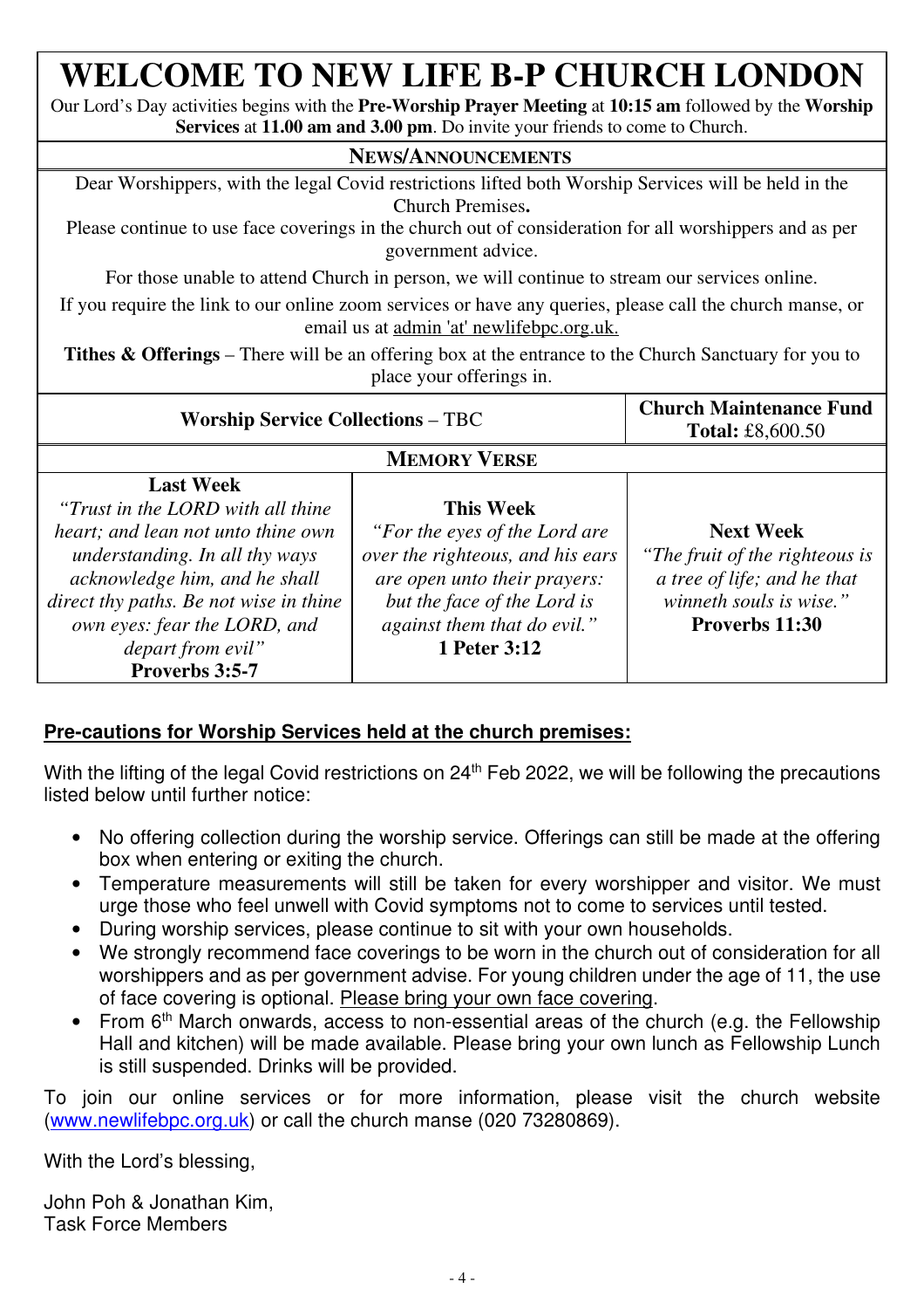# WELCOME TO NEW LIFE B-P CHURCH LONDON

Our Lord's Day activities begins with the **Pre-Worship Prayer Meeting** at **10:15 am** followed by the **Worship Services** at **11.00 am and 3.00 pm**. Do invite your friends to come to Church.

## NEWS/ANNOUNCEMENTS

Dear Worshippers, with the legal Covid restrictions lifted both Worship Services will be held in the Church Premises**.**

Please continue to use face coverings in the church out of consideration for all worshippers and as per government advice.

For those unable to attend Church in person, we will continue to stream our services online.

If you require the link to our online zoom services or have any queries, please call the church manse, or email us at admin 'at' newlifebpc.org.uk.

**Tithes & Offerings** – There will be an offering box at the entrance to the Church Sanctuary for you to place your offerings in.

| | |
|---|---|
| **Worship Service Collections** – TBC | **Church Maintenance Fund Total:** £8,600.50 |

## MEMORY VERSE

| **Last Week** | **This Week** | **Next Week** |
|---|---|---|
| *"Trust in the LORD with all thine heart; and lean not unto thine own understanding. In all thy ways acknowledge him, and he shall direct thy paths. Be not wise in thine own eyes: fear the LORD, and depart from evil"* **Proverbs 3:5-7** | *"For the eyes of the Lord are over the righteous, and his ears are open unto their prayers: but the face of the Lord is against them that do evil."* **1 Peter 3:12** | *"The fruit of the righteous is a tree of life; and he that winneth souls is wise."* **Proverbs 11:30** |

### Pre-cautions for Worship Services held at the church premises:

With the lifting of the legal Covid restrictions on 24th Feb 2022, we will be following the precautions listed below until further notice:

- No offering collection during the worship service. Offerings can still be made at the offering box when entering or exiting the church.
- Temperature measurements will still be taken for every worshipper and visitor. We must urge those who feel unwell with Covid symptoms not to come to services until tested.
- During worship services, please continue to sit with your own households.
- We strongly recommend face coverings to be worn in the church out of consideration for all worshippers and as per government advise. For young children under the age of 11, the use of face covering is optional. Please bring your own face covering.
- From 6th March onwards, access to non-essential areas of the church (e.g. the Fellowship Hall and kitchen) will be made available. Please bring your own lunch as Fellowship Lunch is still suspended. Drinks will be provided.

To join our online services or for more information, please visit the church website (www.newlifebpc.org.uk) or call the church manse (020 73280869).

With the Lord's blessing,

John Poh & Jonathan Kim,
Task Force Members